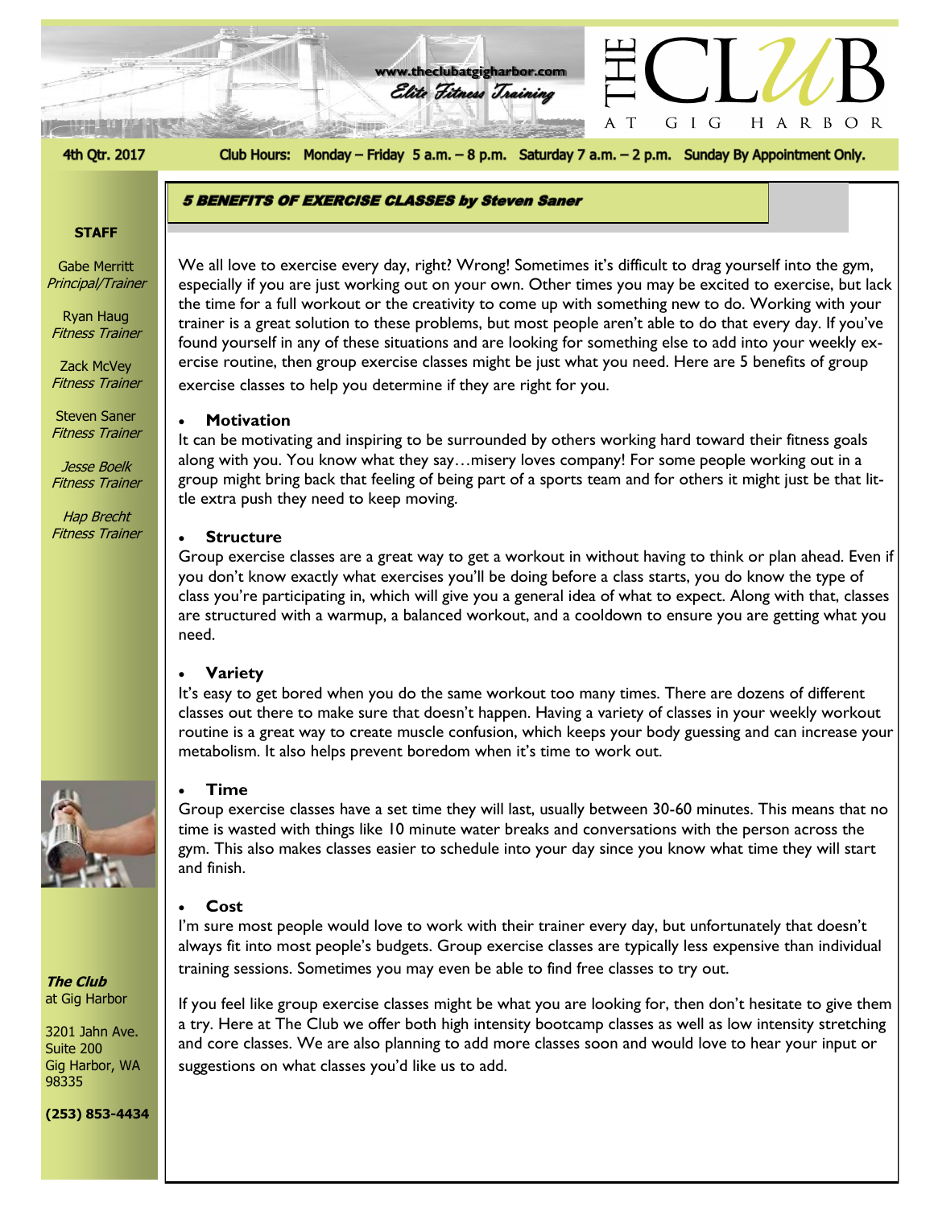# THE CLUB AT GIG HARBOR

www.theclubatgigharbor.com

*Elite Fitness Training*

4th Qtr. 2017

Club Hours: Monday – Friday 5 a.m. – 8 p.m. Saturday 7 a.m. – 2 p.m. Sunday By Appointment Only.

**STAFF**

Gabe Merritt
*Principal/Trainer*

Ryan Haug
*Fitness Trainer*

Zack McVey
*Fitness Trainer*

Steven Saner
*Fitness Trainer*

*Jesse Boelk*
*Fitness Trainer*

*Hap Brecht*
*Fitness Trainer*

***The Club***
at Gig Harbor

3201 Jahn Ave.
Suite 200
Gig Harbor, WA
98335

**(253) 853-4434**

## *5 BENEFITS OF EXERCISE CLASSES by Steven Saner*

We all love to exercise every day, right? Wrong! Sometimes it's difficult to drag yourself into the gym, especially if you are just working out on your own. Other times you may be excited to exercise, but lack the time for a full workout or the creativity to come up with something new to do. Working with your trainer is a great solution to these problems, but most people aren't able to do that every day. If you've found yourself in any of these situations and are looking for something else to add into your weekly exercise routine, then group exercise classes might be just what you need. Here are 5 benefits of group exercise classes to help you determine if they are right for you.

- **Motivation**

It can be motivating and inspiring to be surrounded by others working hard toward their fitness goals along with you. You know what they say…misery loves company! For some people working out in a group might bring back that feeling of being part of a sports team and for others it might just be that little extra push they need to keep moving.

- **Structure**

Group exercise classes are a great way to get a workout in without having to think or plan ahead. Even if you don't know exactly what exercises you'll be doing before a class starts, you do know the type of class you're participating in, which will give you a general idea of what to expect. Along with that, classes are structured with a warmup, a balanced workout, and a cooldown to ensure you are getting what you need.

- **Variety**

It's easy to get bored when you do the same workout too many times. There are dozens of different classes out there to make sure that doesn't happen. Having a variety of classes in your weekly workout routine is a great way to create muscle confusion, which keeps your body guessing and can increase your metabolism. It also helps prevent boredom when it's time to work out.

- **Time**

Group exercise classes have a set time they will last, usually between 30-60 minutes. This means that no time is wasted with things like 10 minute water breaks and conversations with the person across the gym. This also makes classes easier to schedule into your day since you know what time they will start and finish.

- **Cost**

I'm sure most people would love to work with their trainer every day, but unfortunately that doesn't always fit into most people's budgets. Group exercise classes are typically less expensive than individual training sessions. Sometimes you may even be able to find free classes to try out.

If you feel like group exercise classes might be what you are looking for, then don't hesitate to give them a try. Here at The Club we offer both high intensity bootcamp classes as well as low intensity stretching and core classes. We are also planning to add more classes soon and would love to hear your input or suggestions on what classes you'd like us to add.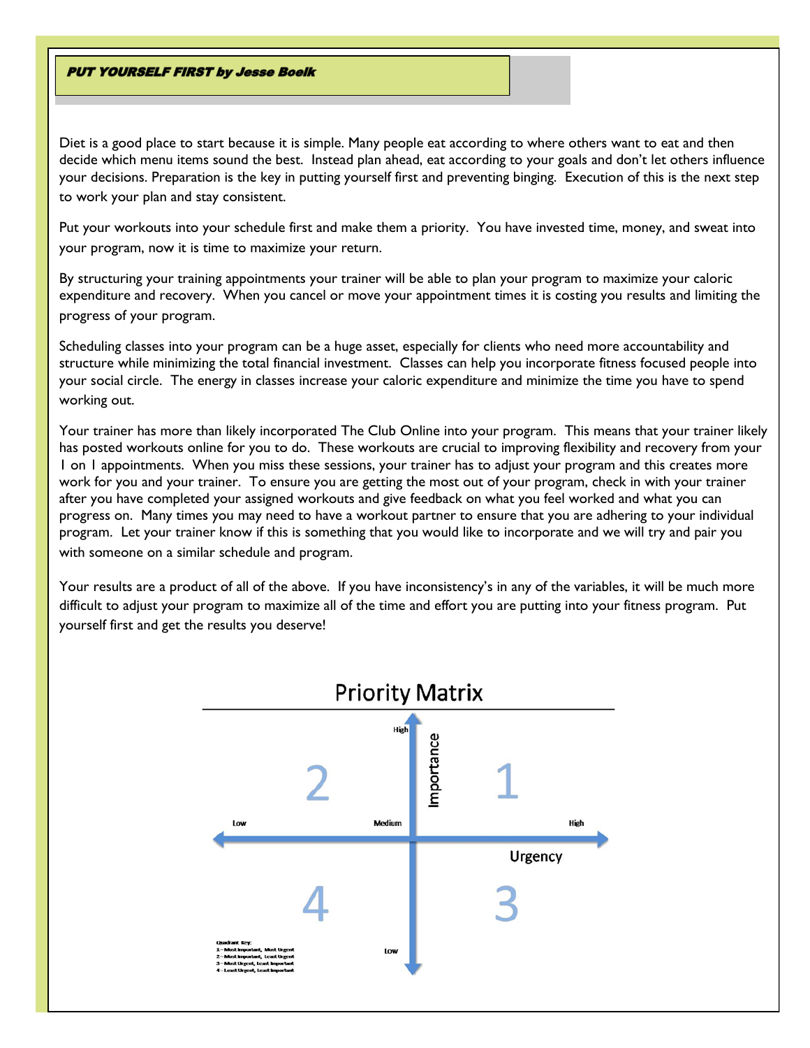***PUT YOURSELF FIRST by Jesse Boelk***

Diet is a good place to start because it is simple. Many people eat according to where others want to eat and then decide which menu items sound the best. Instead plan ahead, eat according to your goals and don't let others influence your decisions. Preparation is the key in putting yourself first and preventing binging. Execution of this is the next step to work your plan and stay consistent.

Put your workouts into your schedule first and make them a priority. You have invested time, money, and sweat into your program, now it is time to maximize your return.

By structuring your training appointments your trainer will be able to plan your program to maximize your caloric expenditure and recovery. When you cancel or move your appointment times it is costing you results and limiting the progress of your program.

Scheduling classes into your program can be a huge asset, especially for clients who need more accountability and structure while minimizing the total financial investment. Classes can help you incorporate fitness focused people into your social circle. The energy in classes increase your caloric expenditure and minimize the time you have to spend working out.

Your trainer has more than likely incorporated The Club Online into your program. This means that your trainer likely has posted workouts online for you to do. These workouts are crucial to improving flexibility and recovery from your 1 on 1 appointments. When you miss these sessions, your trainer has to adjust your program and this creates more work for you and your trainer. To ensure you are getting the most out of your program, check in with your trainer after you have completed your assigned workouts and give feedback on what you feel worked and what you can progress on. Many times you may need to have a workout partner to ensure that you are adhering to your individual program. Let your trainer know if this is something that you would like to incorporate and we will try and pair you with someone on a similar schedule and program.

Your results are a product of all of the above. If you have inconsistency's in any of the variables, it will be much more difficult to adjust your program to maximize all of the time and effort you are putting into your fitness program. Put yourself first and get the results you deserve!

## Priority Matrix

Importance: High (top) – Low (bottom)

Urgency: Low (left) – Medium – High (right)

| | |
|---|---|
| 2 | 1 |
| 4 | 3 |

Quadrant Key:
1 – Most Important, Most Urgent
2 – Most Important, Least Urgent
3 – Most Urgent, Least Important
4 – Least Urgent, Least Important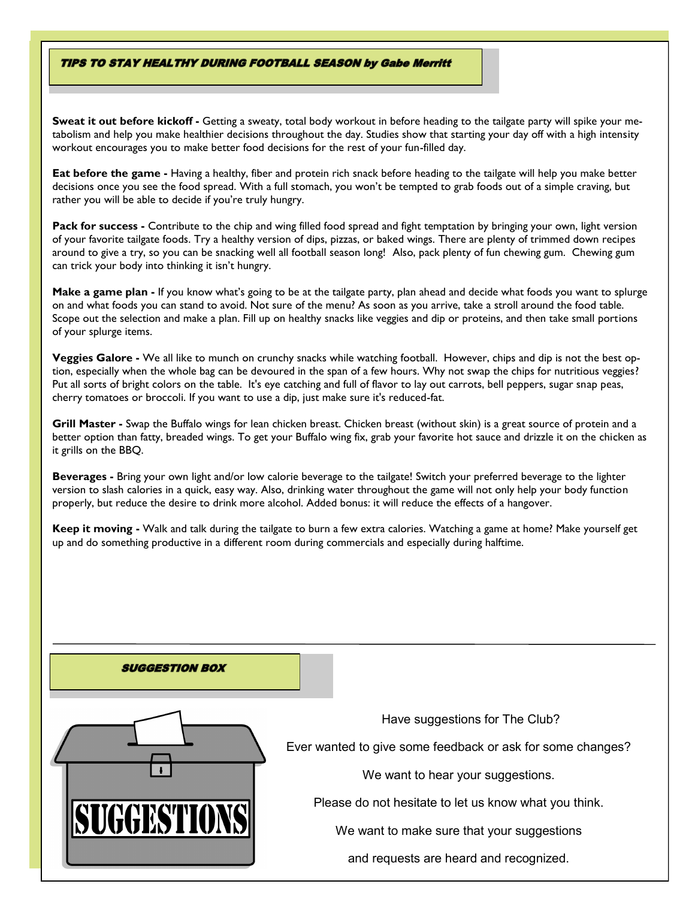## TIPS TO STAY HEALTHY DURING FOOTBALL SEASON by Gabe Merritt

**Sweat it out before kickoff -** Getting a sweaty, total body workout in before heading to the tailgate party will spike your metabolism and help you make healthier decisions throughout the day. Studies show that starting your day off with a high intensity workout encourages you to make better food decisions for the rest of your fun-filled day.

**Eat before the game -** Having a healthy, fiber and protein rich snack before heading to the tailgate will help you make better decisions once you see the food spread. With a full stomach, you won't be tempted to grab foods out of a simple craving, but rather you will be able to decide if you're truly hungry.

**Pack for success -** Contribute to the chip and wing filled food spread and fight temptation by bringing your own, light version of your favorite tailgate foods. Try a healthy version of dips, pizzas, or baked wings. There are plenty of trimmed down recipes around to give a try, so you can be snacking well all football season long! Also, pack plenty of fun chewing gum. Chewing gum can trick your body into thinking it isn't hungry.

**Make a game plan -** If you know what's going to be at the tailgate party, plan ahead and decide what foods you want to splurge on and what foods you can stand to avoid. Not sure of the menu? As soon as you arrive, take a stroll around the food table. Scope out the selection and make a plan. Fill up on healthy snacks like veggies and dip or proteins, and then take small portions of your splurge items.

**Veggies Galore -** We all like to munch on crunchy snacks while watching football. However, chips and dip is not the best option, especially when the whole bag can be devoured in the span of a few hours. Why not swap the chips for nutritious veggies? Put all sorts of bright colors on the table. It's eye catching and full of flavor to lay out carrots, bell peppers, sugar snap peas, cherry tomatoes or broccoli. If you want to use a dip, just make sure it's reduced-fat.

**Grill Master -** Swap the Buffalo wings for lean chicken breast. Chicken breast (without skin) is a great source of protein and a better option than fatty, breaded wings. To get your Buffalo wing fix, grab your favorite hot sauce and drizzle it on the chicken as it grills on the BBQ.

**Beverages -** Bring your own light and/or low calorie beverage to the tailgate! Switch your preferred beverage to the lighter version to slash calories in a quick, easy way. Also, drinking water throughout the game will not only help your body function properly, but reduce the desire to drink more alcohol. Added bonus: it will reduce the effects of a hangover.

**Keep it moving -** Walk and talk during the tailgate to burn a few extra calories. Watching a game at home? Make yourself get up and do something productive in a different room during commercials and especially during halftime.

---

## SUGGESTION BOX

SUGGESTIONS

Have suggestions for The Club?

Ever wanted to give some feedback or ask for some changes?

We want to hear your suggestions.

Please do not hesitate to let us know what you think.

We want to make sure that your suggestions

and requests are heard and recognized.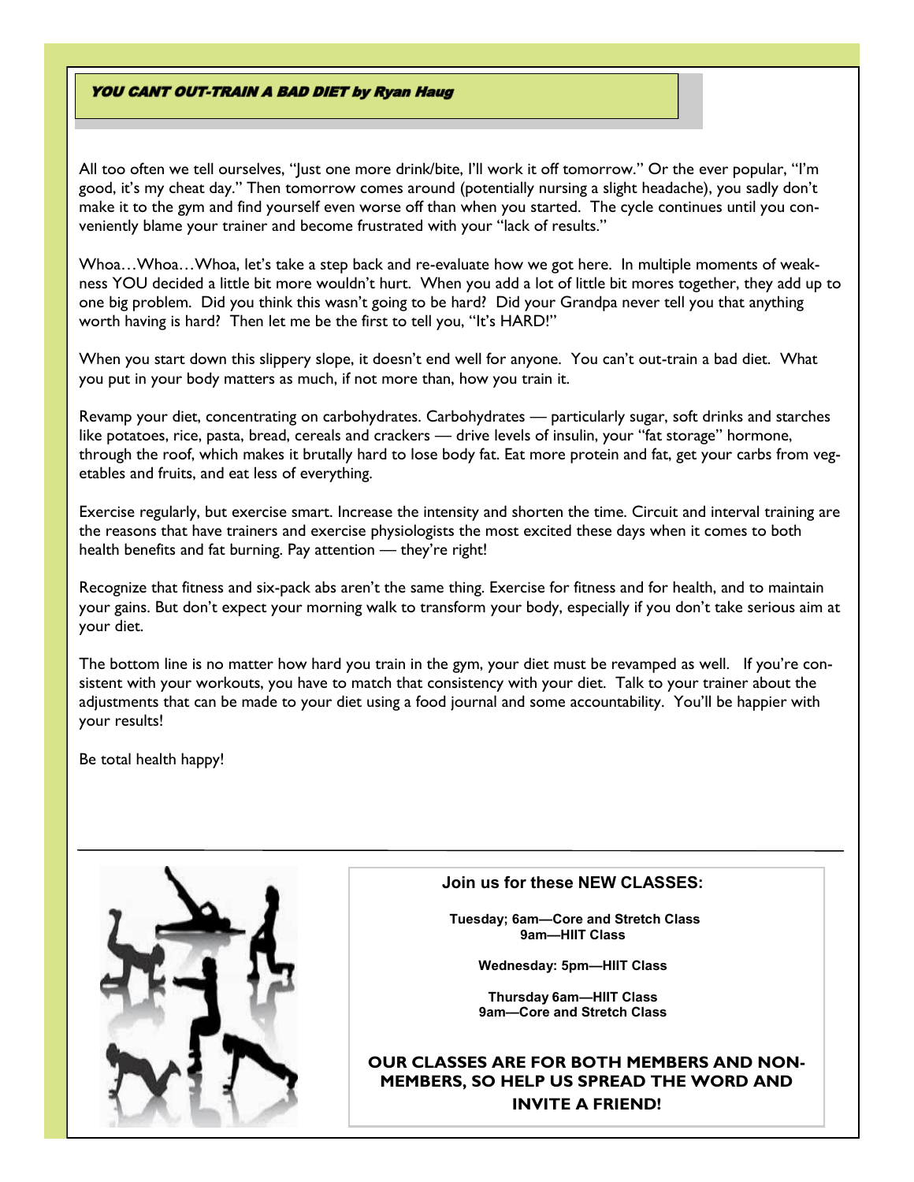## *YOU CANT OUT-TRAIN A BAD DIET by Ryan Haug*

All too often we tell ourselves, "Just one more drink/bite, I'll work it off tomorrow." Or the ever popular, "I'm good, it's my cheat day." Then tomorrow comes around (potentially nursing a slight headache), you sadly don't make it to the gym and find yourself even worse off than when you started. The cycle continues until you conveniently blame your trainer and become frustrated with your "lack of results."

Whoa…Whoa…Whoa, let's take a step back and re-evaluate how we got here. In multiple moments of weakness YOU decided a little bit more wouldn't hurt. When you add a lot of little bit mores together, they add up to one big problem. Did you think this wasn't going to be hard? Did your Grandpa never tell you that anything worth having is hard? Then let me be the first to tell you, "It's HARD!"

When you start down this slippery slope, it doesn't end well for anyone. You can't out-train a bad diet. What you put in your body matters as much, if not more than, how you train it.

Revamp your diet, concentrating on carbohydrates. Carbohydrates — particularly sugar, soft drinks and starches like potatoes, rice, pasta, bread, cereals and crackers — drive levels of insulin, your "fat storage" hormone, through the roof, which makes it brutally hard to lose body fat. Eat more protein and fat, get your carbs from vegetables and fruits, and eat less of everything.

Exercise regularly, but exercise smart. Increase the intensity and shorten the time. Circuit and interval training are the reasons that have trainers and exercise physiologists the most excited these days when it comes to both health benefits and fat burning. Pay attention — they're right!

Recognize that fitness and six-pack abs aren't the same thing. Exercise for fitness and for health, and to maintain your gains. But don't expect your morning walk to transform your body, especially if you don't take serious aim at your diet.

The bottom line is no matter how hard you train in the gym, your diet must be revamped as well. If you're consistent with your workouts, you have to match that consistency with your diet. Talk to your trainer about the adjustments that can be made to your diet using a food journal and some accountability. You'll be happier with your results!

Be total health happy!

---

**Join us for these NEW CLASSES:**

**Tuesday; 6am—Core and Stretch Class**
**9am—HIIT Class**

**Wednesday: 5pm—HIIT Class**

**Thursday 6am—HIIT Class**
**9am—Core and Stretch Class**

**OUR CLASSES ARE FOR BOTH MEMBERS AND NON-MEMBERS, SO HELP US SPREAD THE WORD AND INVITE A FRIEND!**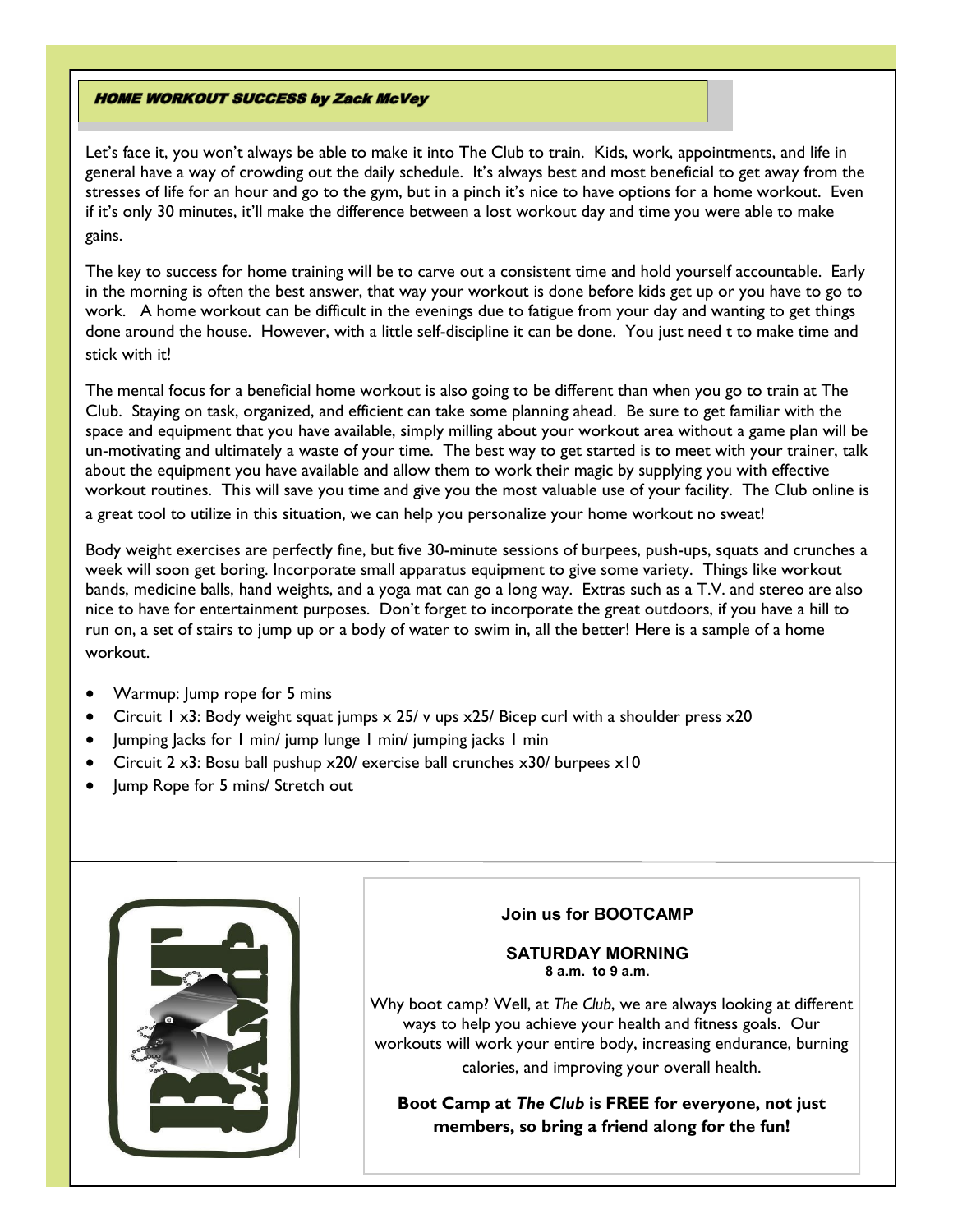## ***HOME WORKOUT SUCCESS by Zack McVey***

Let's face it, you won't always be able to make it into The Club to train. Kids, work, appointments, and life in general have a way of crowding out the daily schedule. It's always best and most beneficial to get away from the stresses of life for an hour and go to the gym, but in a pinch it's nice to have options for a home workout. Even if it's only 30 minutes, it'll make the difference between a lost workout day and time you were able to make gains.

The key to success for home training will be to carve out a consistent time and hold yourself accountable. Early in the morning is often the best answer, that way your workout is done before kids get up or you have to go to work. A home workout can be difficult in the evenings due to fatigue from your day and wanting to get things done around the house. However, with a little self-discipline it can be done. You just need t to make time and stick with it!

The mental focus for a beneficial home workout is also going to be different than when you go to train at The Club. Staying on task, organized, and efficient can take some planning ahead. Be sure to get familiar with the space and equipment that you have available, simply milling about your workout area without a game plan will be un-motivating and ultimately a waste of your time. The best way to get started is to meet with your trainer, talk about the equipment you have available and allow them to work their magic by supplying you with effective workout routines. This will save you time and give you the most valuable use of your facility. The Club online is a great tool to utilize in this situation, we can help you personalize your home workout no sweat!

Body weight exercises are perfectly fine, but five 30-minute sessions of burpees, push-ups, squats and crunches a week will soon get boring. Incorporate small apparatus equipment to give some variety. Things like workout bands, medicine balls, hand weights, and a yoga mat can go a long way. Extras such as a T.V. and stereo are also nice to have for entertainment purposes. Don't forget to incorporate the great outdoors, if you have a hill to run on, a set of stairs to jump up or a body of water to swim in, all the better! Here is a sample of a home workout.

- Warmup: Jump rope for 5 mins
- Circuit 1 x3: Body weight squat jumps x 25/ v ups x25/ Bicep curl with a shoulder press x20
- Jumping Jacks for 1 min/ jump lunge 1 min/ jumping jacks 1 min
- Circuit 2 x3: Bosu ball pushup x20/ exercise ball crunches x30/ burpees x10
- Jump Rope for 5 mins/ Stretch out

**Join us for BOOTCAMP**

**SATURDAY MORNING**
**8 a.m. to 9 a.m.**

Why boot camp? Well, at *The Club*, we are always looking at different ways to help you achieve your health and fitness goals. Our workouts will work your entire body, increasing endurance, burning calories, and improving your overall health.

**Boot Camp at *The Club* is FREE for everyone, not just members, so bring a friend along for the fun!**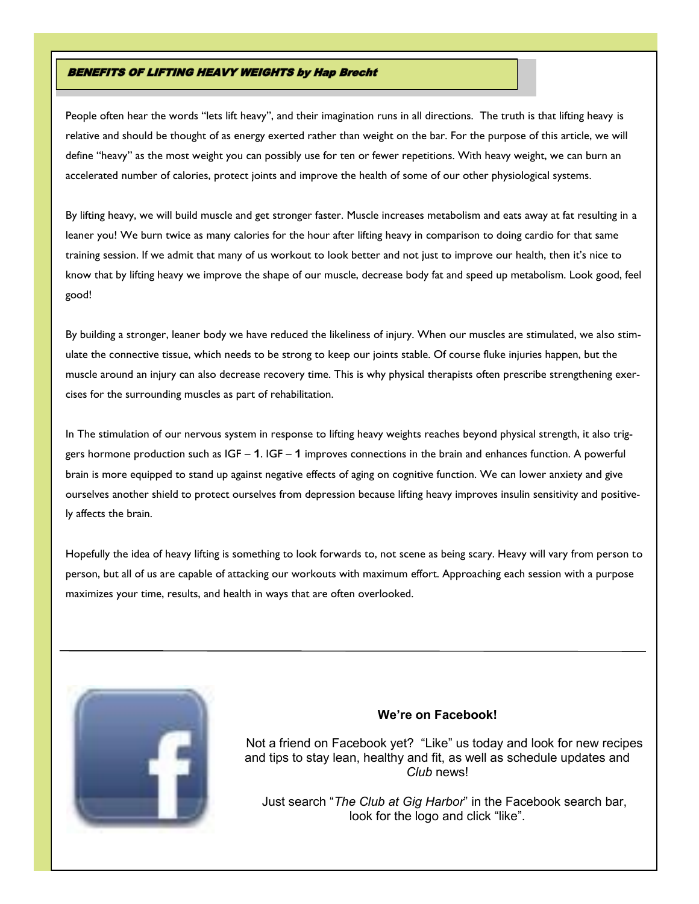## ***BENEFITS OF LIFTING HEAVY WEIGHTS by Hap Brecht***

People often hear the words "lets lift heavy", and their imagination runs in all directions. The truth is that lifting heavy is relative and should be thought of as energy exerted rather than weight on the bar. For the purpose of this article, we will define "heavy" as the most weight you can possibly use for ten or fewer repetitions. With heavy weight, we can burn an accelerated number of calories, protect joints and improve the health of some of our other physiological systems.

By lifting heavy, we will build muscle and get stronger faster. Muscle increases metabolism and eats away at fat resulting in a leaner you! We burn twice as many calories for the hour after lifting heavy in comparison to doing cardio for that same training session. If we admit that many of us workout to look better and not just to improve our health, then it's nice to know that by lifting heavy we improve the shape of our muscle, decrease body fat and speed up metabolism. Look good, feel good!

By building a stronger, leaner body we have reduced the likeliness of injury. When our muscles are stimulated, we also stimulate the connective tissue, which needs to be strong to keep our joints stable. Of course fluke injuries happen, but the muscle around an injury can also decrease recovery time. This is why physical therapists often prescribe strengthening exercises for the surrounding muscles as part of rehabilitation.

In The stimulation of our nervous system in response to lifting heavy weights reaches beyond physical strength, it also triggers hormone production such as IGF – **1**. IGF – **1** improves connections in the brain and enhances function. A powerful brain is more equipped to stand up against negative effects of aging on cognitive function. We can lower anxiety and give ourselves another shield to protect ourselves from depression because lifting heavy improves insulin sensitivity and positively affects the brain.

Hopefully the idea of heavy lifting is something to look forwards to, not scene as being scary. Heavy will vary from person to person, but all of us are capable of attacking our workouts with maximum effort. Approaching each session with a purpose maximizes your time, results, and health in ways that are often overlooked.

---

**We're on Facebook!**

Not a friend on Facebook yet? "Like" us today and look for new recipes and tips to stay lean, healthy and fit, as well as schedule updates and *Club* news!

Just search "*The Club at Gig Harbor*" in the Facebook search bar, look for the logo and click "like".